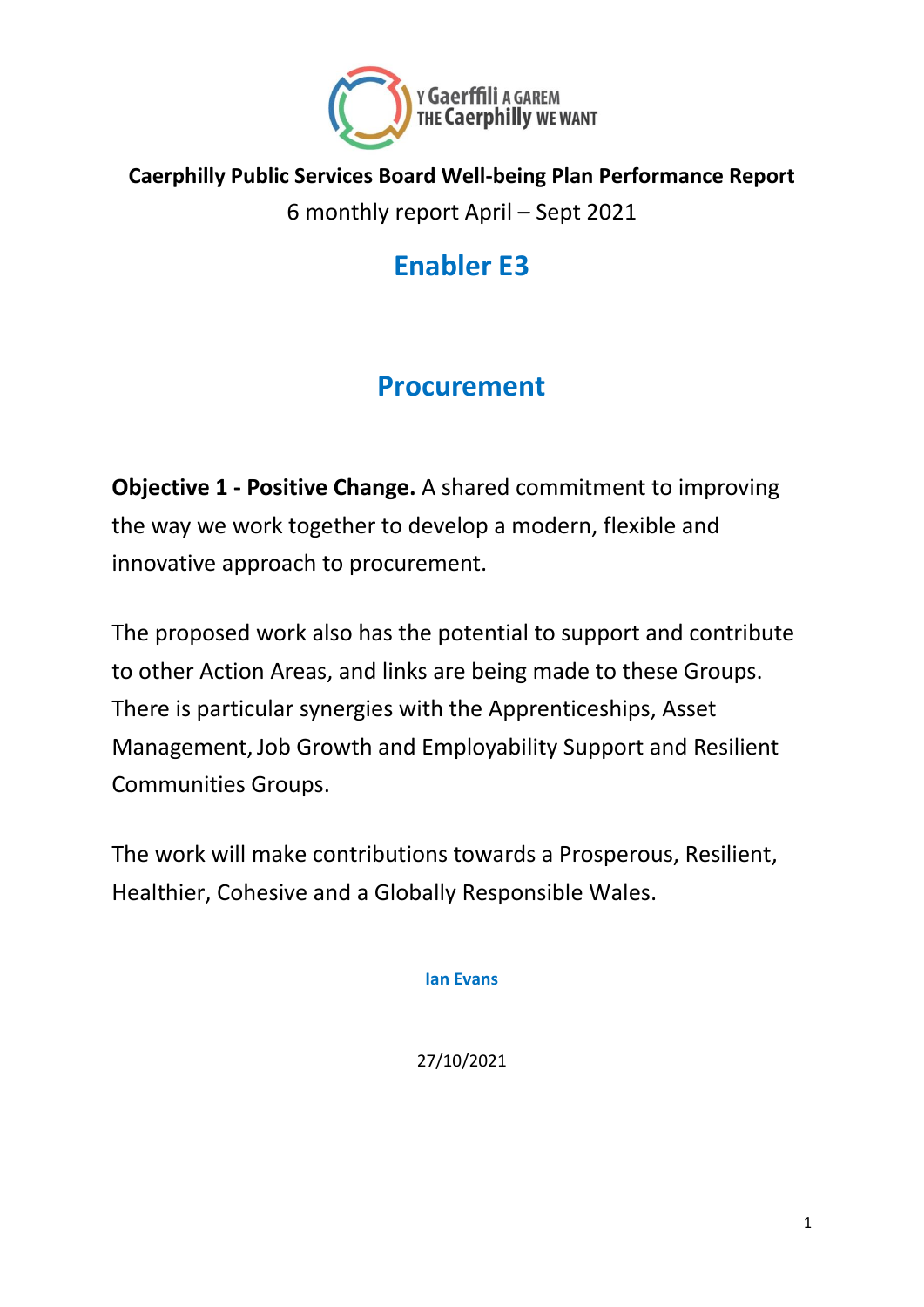Y Gaerffili A GAREM
THE Caerphilly WE WANT

**Caerphilly Public Services Board Well-being Plan Performance Report**

6 monthly report April – Sept 2021

# Enabler E3

# Procurement

**Objective 1 - Positive Change.** A shared commitment to improving the way we work together to develop a modern, flexible and innovative approach to procurement.

The proposed work also has the potential to support and contribute to other Action Areas, and links are being made to these Groups. There is particular synergies with the Apprenticeships, Asset Management, Job Growth and Employability Support and Resilient Communities Groups.

The work will make contributions towards a Prosperous, Resilient, Healthier, Cohesive and a Globally Responsible Wales.

**Ian Evans**

27/10/2021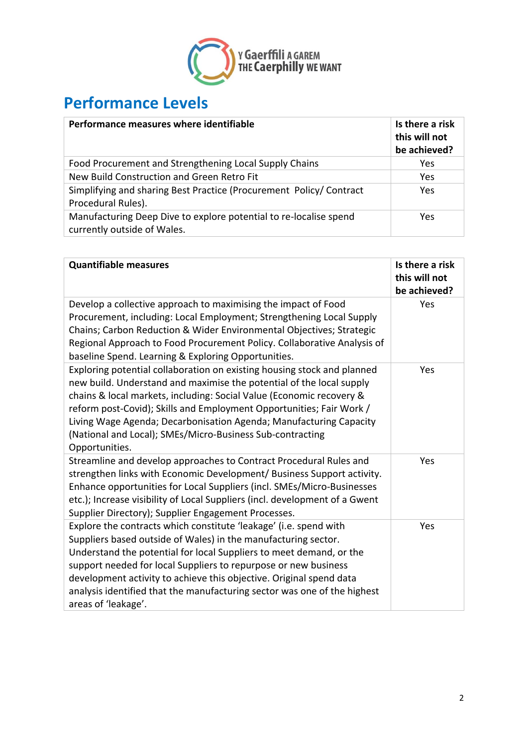# Performance Levels

| Performance measures where identifiable | Is there a risk this will not be achieved? |
|---|---|
| Food Procurement and Strengthening Local Supply Chains | Yes |
| New Build Construction and Green Retro Fit | Yes |
| Simplifying and sharing Best Practice (Procurement Policy/ Contract Procedural Rules). | Yes |
| Manufacturing Deep Dive to explore potential to re-localise spend currently outside of Wales. | Yes |

| Quantifiable measures | Is there a risk this will not be achieved? |
|---|---|
| Develop a collective approach to maximising the impact of Food Procurement, including: Local Employment; Strengthening Local Supply Chains; Carbon Reduction & Wider Environmental Objectives; Strategic Regional Approach to Food Procurement Policy. Collaborative Analysis of baseline Spend. Learning & Exploring Opportunities. | Yes |
| Exploring potential collaboration on existing housing stock and planned new build. Understand and maximise the potential of the local supply chains & local markets, including: Social Value (Economic recovery & reform post-Covid); Skills and Employment Opportunities; Fair Work / Living Wage Agenda; Decarbonisation Agenda; Manufacturing Capacity (National and Local); SMEs/Micro-Business Sub-contracting Opportunities. | Yes |
| Streamline and develop approaches to Contract Procedural Rules and strengthen links with Economic Development/ Business Support activity. Enhance opportunities for Local Suppliers (incl. SMEs/Micro-Businesses etc.); Increase visibility of Local Suppliers (incl. development of a Gwent Supplier Directory); Supplier Engagement Processes. | Yes |
| Explore the contracts which constitute 'leakage' (i.e. spend with Suppliers based outside of Wales) in the manufacturing sector. Understand the potential for local Suppliers to meet demand, or the support needed for local Suppliers to repurpose or new business development activity to achieve this objective. Original spend data analysis identified that the manufacturing sector was one of the highest areas of 'leakage'. | Yes |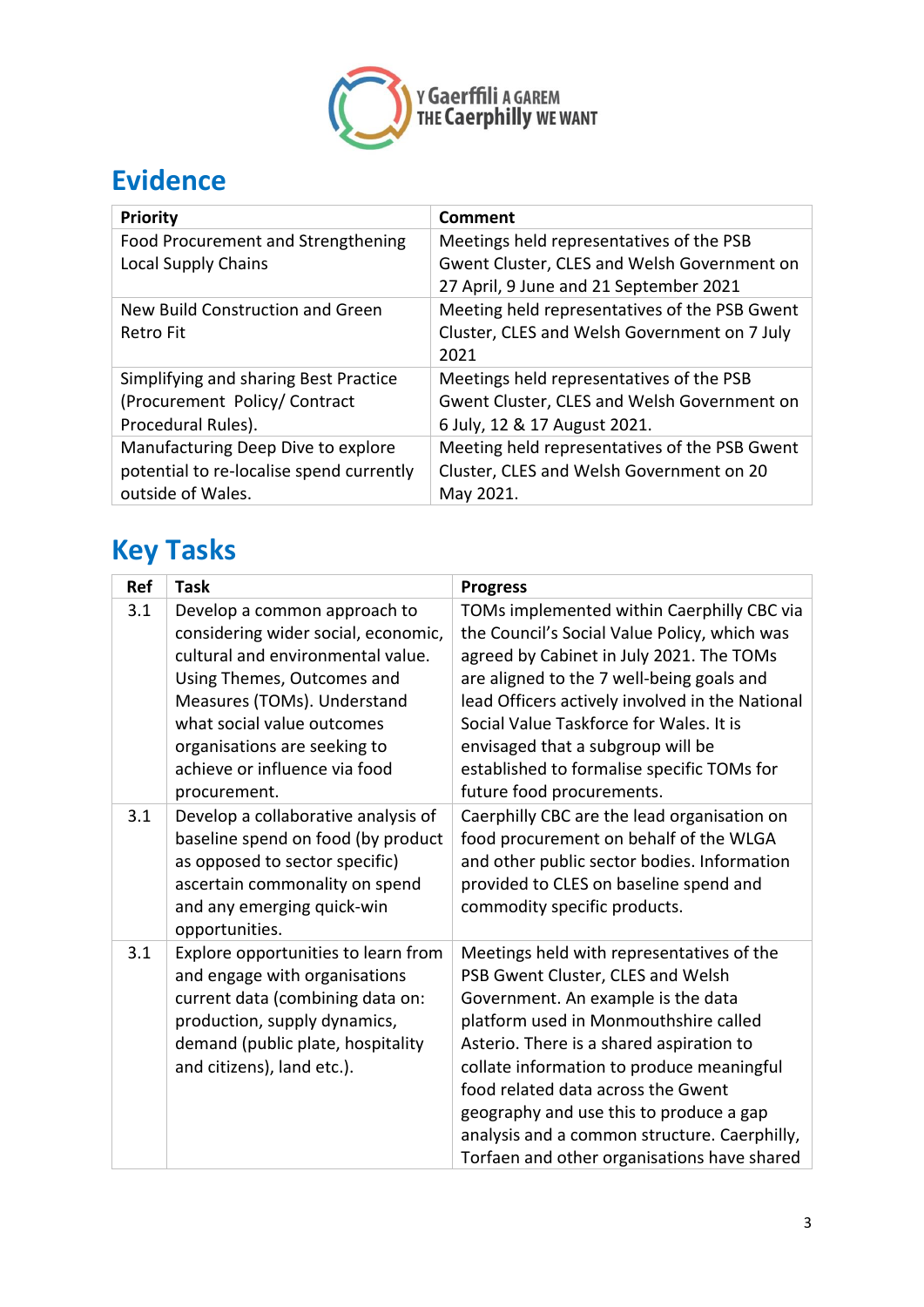## Evidence

| Priority | Comment |
|---|---|
| Food Procurement and Strengthening Local Supply Chains | Meetings held representatives of the PSB Gwent Cluster, CLES and Welsh Government on 27 April, 9 June and 21 September 2021 |
| New Build Construction and Green Retro Fit | Meeting held representatives of the PSB Gwent Cluster, CLES and Welsh Government on 7 July 2021 |
| Simplifying and sharing Best Practice (Procurement Policy/ Contract Procedural Rules). | Meetings held representatives of the PSB Gwent Cluster, CLES and Welsh Government on 6 July, 12 & 17 August 2021. |
| Manufacturing Deep Dive to explore potential to re-localise spend currently outside of Wales. | Meeting held representatives of the PSB Gwent Cluster, CLES and Welsh Government on 20 May 2021. |

## Key Tasks

| Ref | Task | Progress |
|---|---|---|
| 3.1 | Develop a common approach to considering wider social, economic, cultural and environmental value. Using Themes, Outcomes and Measures (TOMs). Understand what social value outcomes organisations are seeking to achieve or influence via food procurement. | TOMs implemented within Caerphilly CBC via the Council's Social Value Policy, which was agreed by Cabinet in July 2021. The TOMs are aligned to the 7 well-being goals and lead Officers actively involved in the National Social Value Taskforce for Wales. It is envisaged that a subgroup will be established to formalise specific TOMs for future food procurements. |
| 3.1 | Develop a collaborative analysis of baseline spend on food (by product as opposed to sector specific) ascertain commonality on spend and any emerging quick-win opportunities. | Caerphilly CBC are the lead organisation on food procurement on behalf of the WLGA and other public sector bodies. Information provided to CLES on baseline spend and commodity specific products. |
| 3.1 | Explore opportunities to learn from and engage with organisations current data (combining data on: production, supply dynamics, demand (public plate, hospitality and citizens), land etc.). | Meetings held with representatives of the PSB Gwent Cluster, CLES and Welsh Government. An example is the data platform used in Monmouthshire called Asterio. There is a shared aspiration to collate information to produce meaningful food related data across the Gwent geography and use this to produce a gap analysis and a common structure. Caerphilly, Torfaen and other organisations have shared |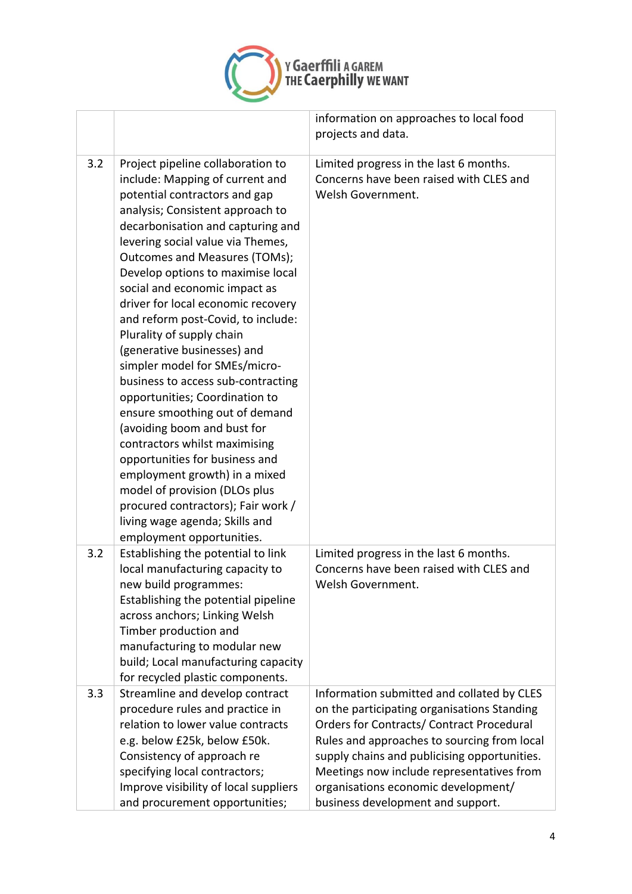| | | |
|---|---|---|
| | | information on approaches to local food projects and data. |
| 3.2 | Project pipeline collaboration to include: Mapping of current and potential contractors and gap analysis; Consistent approach to decarbonisation and capturing and levering social value via Themes, Outcomes and Measures (TOMs); Develop options to maximise local social and economic impact as driver for local economic recovery and reform post-Covid, to include: Plurality of supply chain (generative businesses) and simpler model for SMEs/micro-business to access sub-contracting opportunities; Coordination to ensure smoothing out of demand (avoiding boom and bust for contractors whilst maximising opportunities for business and employment growth) in a mixed model of provision (DLOs plus procured contractors); Fair work / living wage agenda; Skills and employment opportunities. | Limited progress in the last 6 months. Concerns have been raised with CLES and Welsh Government. |
| 3.2 | Establishing the potential to link local manufacturing capacity to new build programmes: Establishing the potential pipeline across anchors; Linking Welsh Timber production and manufacturing to modular new build; Local manufacturing capacity for recycled plastic components. | Limited progress in the last 6 months. Concerns have been raised with CLES and Welsh Government. |
| 3.3 | Streamline and develop contract procedure rules and practice in relation to lower value contracts e.g. below £25k, below £50k. Consistency of approach re specifying local contractors; Improve visibility of local suppliers and procurement opportunities; | Information submitted and collated by CLES on the participating organisations Standing Orders for Contracts/ Contract Procedural Rules and approaches to sourcing from local supply chains and publicising opportunities. Meetings now include representatives from organisations economic development/ business development and support. |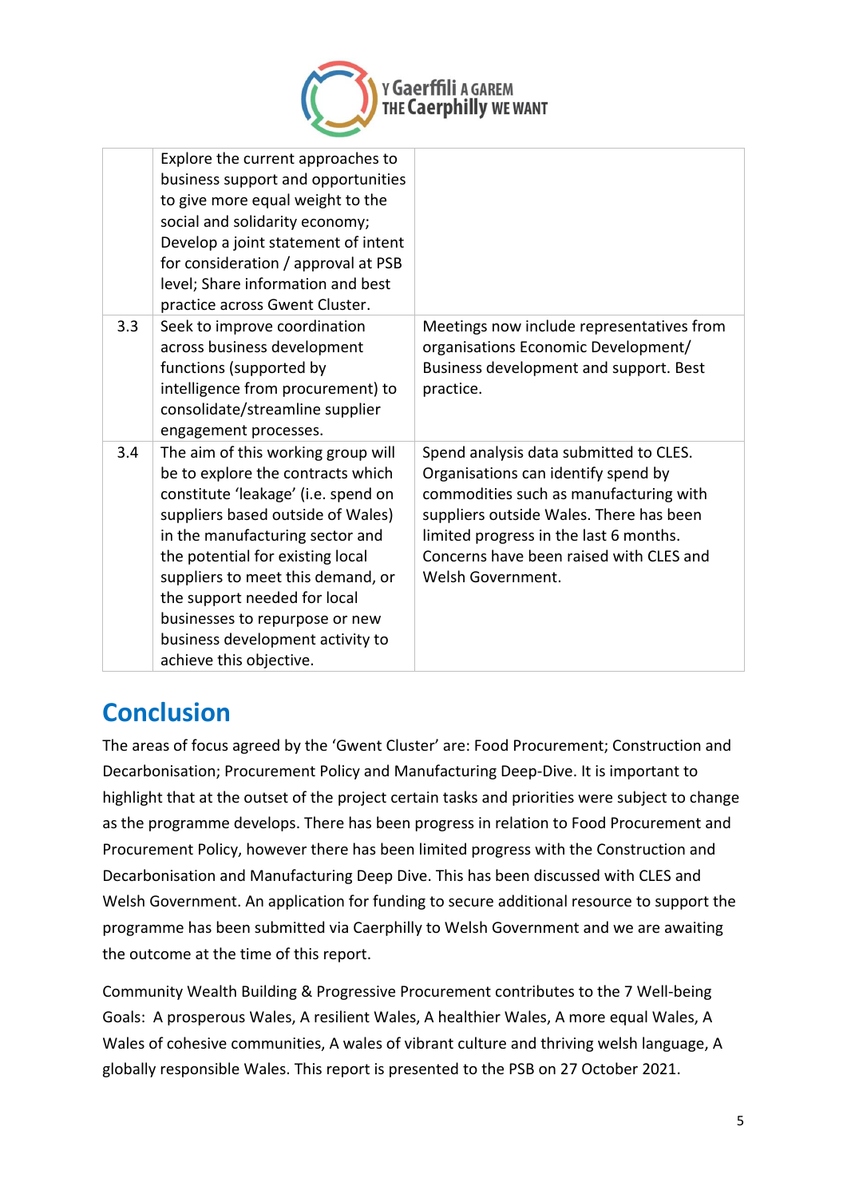| | | |
|---|---|---|
| | Explore the current approaches to business support and opportunities to give more equal weight to the social and solidarity economy; Develop a joint statement of intent for consideration / approval at PSB level; Share information and best practice across Gwent Cluster. | |
| 3.3 | Seek to improve coordination across business development functions (supported by intelligence from procurement) to consolidate/streamline supplier engagement processes. | Meetings now include representatives from organisations Economic Development/ Business development and support. Best practice. |
| 3.4 | The aim of this working group will be to explore the contracts which constitute 'leakage' (i.e. spend on suppliers based outside of Wales) in the manufacturing sector and the potential for existing local suppliers to meet this demand, or the support needed for local businesses to repurpose or new business development activity to achieve this objective. | Spend analysis data submitted to CLES. Organisations can identify spend by commodities such as manufacturing with suppliers outside Wales. There has been limited progress in the last 6 months. Concerns have been raised with CLES and Welsh Government. |

## Conclusion

The areas of focus agreed by the 'Gwent Cluster' are: Food Procurement; Construction and Decarbonisation; Procurement Policy and Manufacturing Deep-Dive. It is important to highlight that at the outset of the project certain tasks and priorities were subject to change as the programme develops. There has been progress in relation to Food Procurement and Procurement Policy, however there has been limited progress with the Construction and Decarbonisation and Manufacturing Deep Dive. This has been discussed with CLES and Welsh Government. An application for funding to secure additional resource to support the programme has been submitted via Caerphilly to Welsh Government and we are awaiting the outcome at the time of this report.

Community Wealth Building & Progressive Procurement contributes to the 7 Well-being Goals: A prosperous Wales, A resilient Wales, A healthier Wales, A more equal Wales, A Wales of cohesive communities, A wales of vibrant culture and thriving welsh language, A globally responsible Wales. This report is presented to the PSB on 27 October 2021.